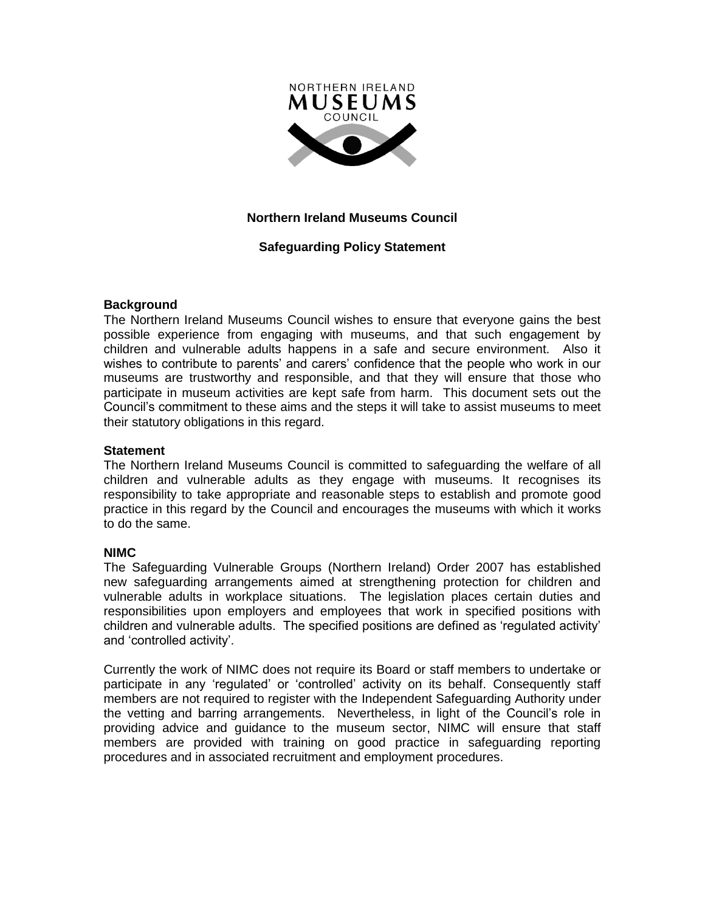NORTHERN IRELAND MUSEUMS COUNCIL

# Northern Ireland Museums Council

## Safeguarding Policy Statement

### Background

The Northern Ireland Museums Council wishes to ensure that everyone gains the best possible experience from engaging with museums, and that such engagement by children and vulnerable adults happens in a safe and secure environment. Also it wishes to contribute to parents' and carers' confidence that the people who work in our museums are trustworthy and responsible, and that they will ensure that those who participate in museum activities are kept safe from harm. This document sets out the Council's commitment to these aims and the steps it will take to assist museums to meet their statutory obligations in this regard.

### Statement

The Northern Ireland Museums Council is committed to safeguarding the welfare of all children and vulnerable adults as they engage with museums. It recognises its responsibility to take appropriate and reasonable steps to establish and promote good practice in this regard by the Council and encourages the museums with which it works to do the same.

### NIMC

The Safeguarding Vulnerable Groups (Northern Ireland) Order 2007 has established new safeguarding arrangements aimed at strengthening protection for children and vulnerable adults in workplace situations. The legislation places certain duties and responsibilities upon employers and employees that work in specified positions with children and vulnerable adults. The specified positions are defined as 'regulated activity' and 'controlled activity'.

Currently the work of NIMC does not require its Board or staff members to undertake or participate in any 'regulated' or 'controlled' activity on its behalf. Consequently staff members are not required to register with the Independent Safeguarding Authority under the vetting and barring arrangements. Nevertheless, in light of the Council's role in providing advice and guidance to the museum sector, NIMC will ensure that staff members are provided with training on good practice in safeguarding reporting procedures and in associated recruitment and employment procedures.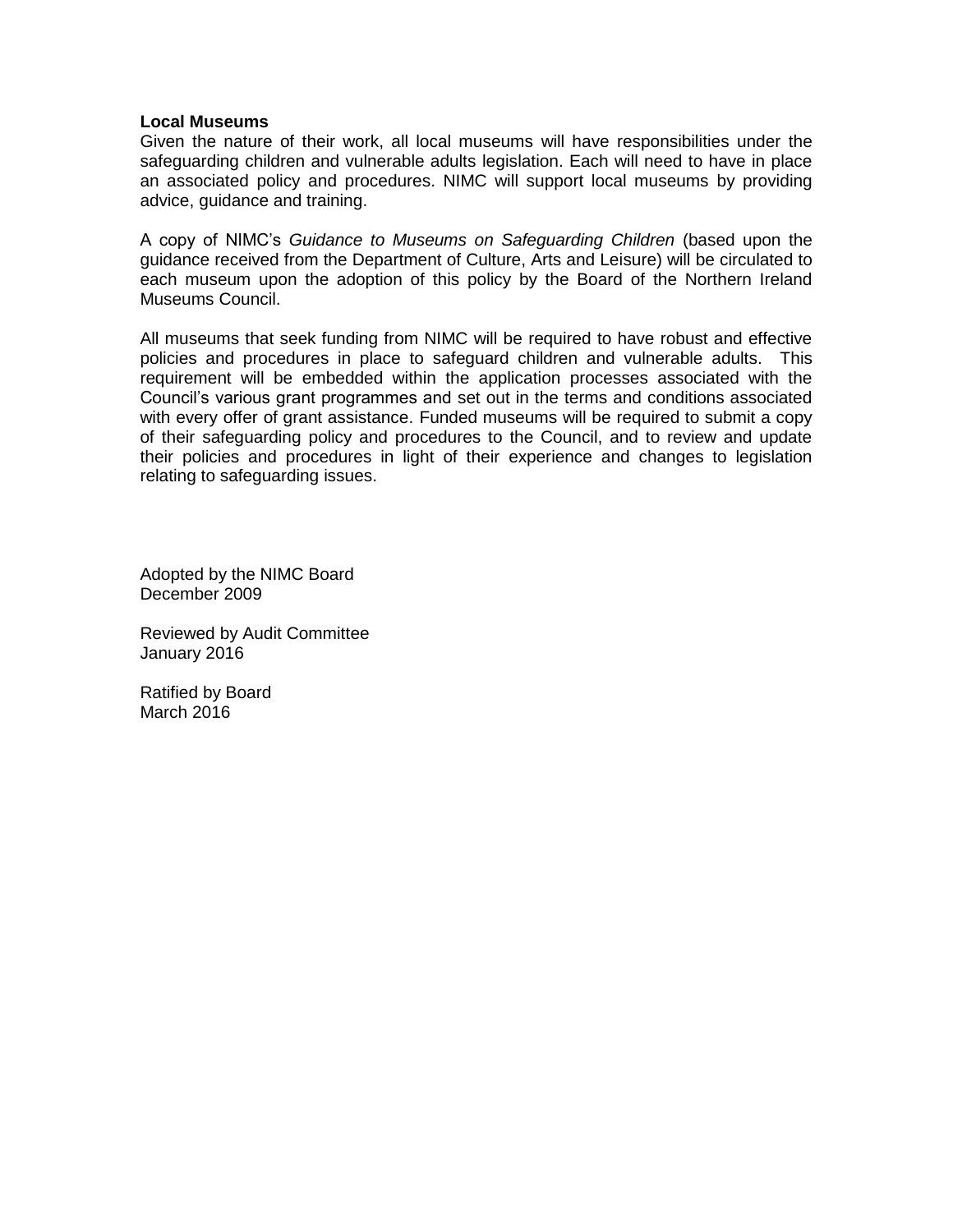**Local Museums**
Given the nature of their work, all local museums will have responsibilities under the safeguarding children and vulnerable adults legislation. Each will need to have in place an associated policy and procedures. NIMC will support local museums by providing advice, guidance and training.

A copy of NIMC's *Guidance to Museums on Safeguarding Children* (based upon the guidance received from the Department of Culture, Arts and Leisure) will be circulated to each museum upon the adoption of this policy by the Board of the Northern Ireland Museums Council.

All museums that seek funding from NIMC will be required to have robust and effective policies and procedures in place to safeguard children and vulnerable adults. This requirement will be embedded within the application processes associated with the Council's various grant programmes and set out in the terms and conditions associated with every offer of grant assistance. Funded museums will be required to submit a copy of their safeguarding policy and procedures to the Council, and to review and update their policies and procedures in light of their experience and changes to legislation relating to safeguarding issues.

Adopted by the NIMC Board
December 2009

Reviewed by Audit Committee
January 2016

Ratified by Board
March 2016